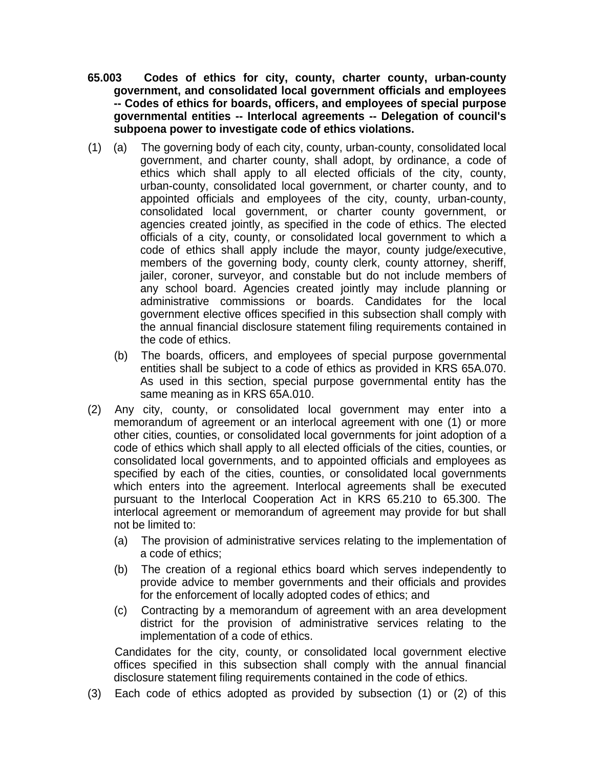**65.003 Codes of ethics for city, county, charter county, urban-county government, and consolidated local government officials and employees -- Codes of ethics for boards, officers, and employees of special purpose governmental entities -- Interlocal agreements -- Delegation of council's subpoena power to investigate code of ethics violations.**

(1) (a) The governing body of each city, county, urban-county, consolidated local government, and charter county, shall adopt, by ordinance, a code of ethics which shall apply to all elected officials of the city, county, urban-county, consolidated local government, or charter county, and to appointed officials and employees of the city, county, urban-county, consolidated local government, or charter county government, or agencies created jointly, as specified in the code of ethics. The elected officials of a city, county, or consolidated local government to which a code of ethics shall apply include the mayor, county judge/executive, members of the governing body, county clerk, county attorney, sheriff, jailer, coroner, surveyor, and constable but do not include members of any school board. Agencies created jointly may include planning or administrative commissions or boards. Candidates for the local government elective offices specified in this subsection shall comply with the annual financial disclosure statement filing requirements contained in the code of ethics.

(b) The boards, officers, and employees of special purpose governmental entities shall be subject to a code of ethics as provided in KRS 65A.070. As used in this section, special purpose governmental entity has the same meaning as in KRS 65A.010.

(2) Any city, county, or consolidated local government may enter into a memorandum of agreement or an interlocal agreement with one (1) or more other cities, counties, or consolidated local governments for joint adoption of a code of ethics which shall apply to all elected officials of the cities, counties, or consolidated local governments, and to appointed officials and employees as specified by each of the cities, counties, or consolidated local governments which enters into the agreement. Interlocal agreements shall be executed pursuant to the Interlocal Cooperation Act in KRS 65.210 to 65.300. The interlocal agreement or memorandum of agreement may provide for but shall not be limited to:

(a) The provision of administrative services relating to the implementation of a code of ethics;

(b) The creation of a regional ethics board which serves independently to provide advice to member governments and their officials and provides for the enforcement of locally adopted codes of ethics; and

(c) Contracting by a memorandum of agreement with an area development district for the provision of administrative services relating to the implementation of a code of ethics.

Candidates for the city, county, or consolidated local government elective offices specified in this subsection shall comply with the annual financial disclosure statement filing requirements contained in the code of ethics.

(3) Each code of ethics adopted as provided by subsection (1) or (2) of this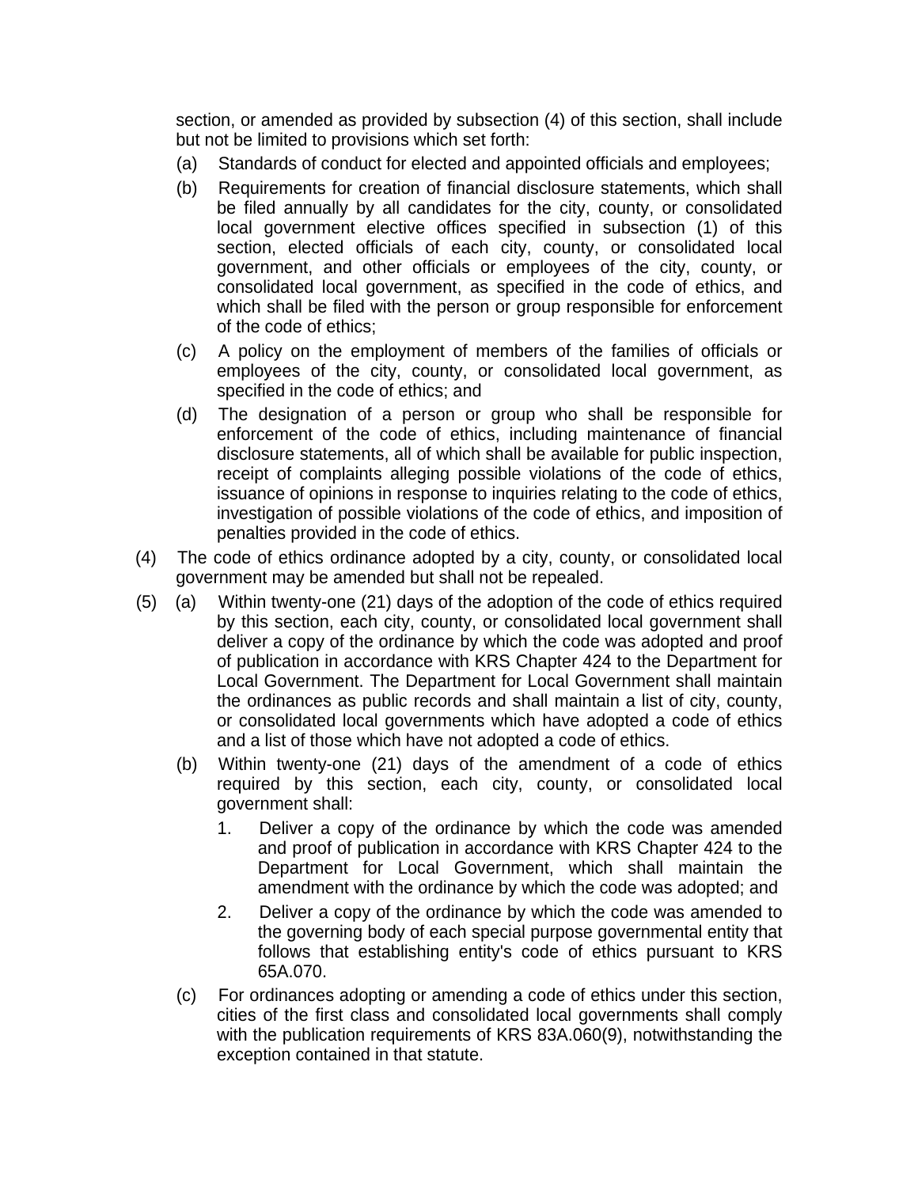section, or amended as provided by subsection (4) of this section, shall include but not be limited to provisions which set forth:

(a) Standards of conduct for elected and appointed officials and employees;

(b) Requirements for creation of financial disclosure statements, which shall be filed annually by all candidates for the city, county, or consolidated local government elective offices specified in subsection (1) of this section, elected officials of each city, county, or consolidated local government, and other officials or employees of the city, county, or consolidated local government, as specified in the code of ethics, and which shall be filed with the person or group responsible for enforcement of the code of ethics;

(c) A policy on the employment of members of the families of officials or employees of the city, county, or consolidated local government, as specified in the code of ethics; and

(d) The designation of a person or group who shall be responsible for enforcement of the code of ethics, including maintenance of financial disclosure statements, all of which shall be available for public inspection, receipt of complaints alleging possible violations of the code of ethics, issuance of opinions in response to inquiries relating to the code of ethics, investigation of possible violations of the code of ethics, and imposition of penalties provided in the code of ethics.

(4) The code of ethics ordinance adopted by a city, county, or consolidated local government may be amended but shall not be repealed.

(5) (a) Within twenty-one (21) days of the adoption of the code of ethics required by this section, each city, county, or consolidated local government shall deliver a copy of the ordinance by which the code was adopted and proof of publication in accordance with KRS Chapter 424 to the Department for Local Government. The Department for Local Government shall maintain the ordinances as public records and shall maintain a list of city, county, or consolidated local governments which have adopted a code of ethics and a list of those which have not adopted a code of ethics.

(b) Within twenty-one (21) days of the amendment of a code of ethics required by this section, each city, county, or consolidated local government shall:

1. Deliver a copy of the ordinance by which the code was amended and proof of publication in accordance with KRS Chapter 424 to the Department for Local Government, which shall maintain the amendment with the ordinance by which the code was adopted; and

2. Deliver a copy of the ordinance by which the code was amended to the governing body of each special purpose governmental entity that follows that establishing entity's code of ethics pursuant to KRS 65A.070.

(c) For ordinances adopting or amending a code of ethics under this section, cities of the first class and consolidated local governments shall comply with the publication requirements of KRS 83A.060(9), notwithstanding the exception contained in that statute.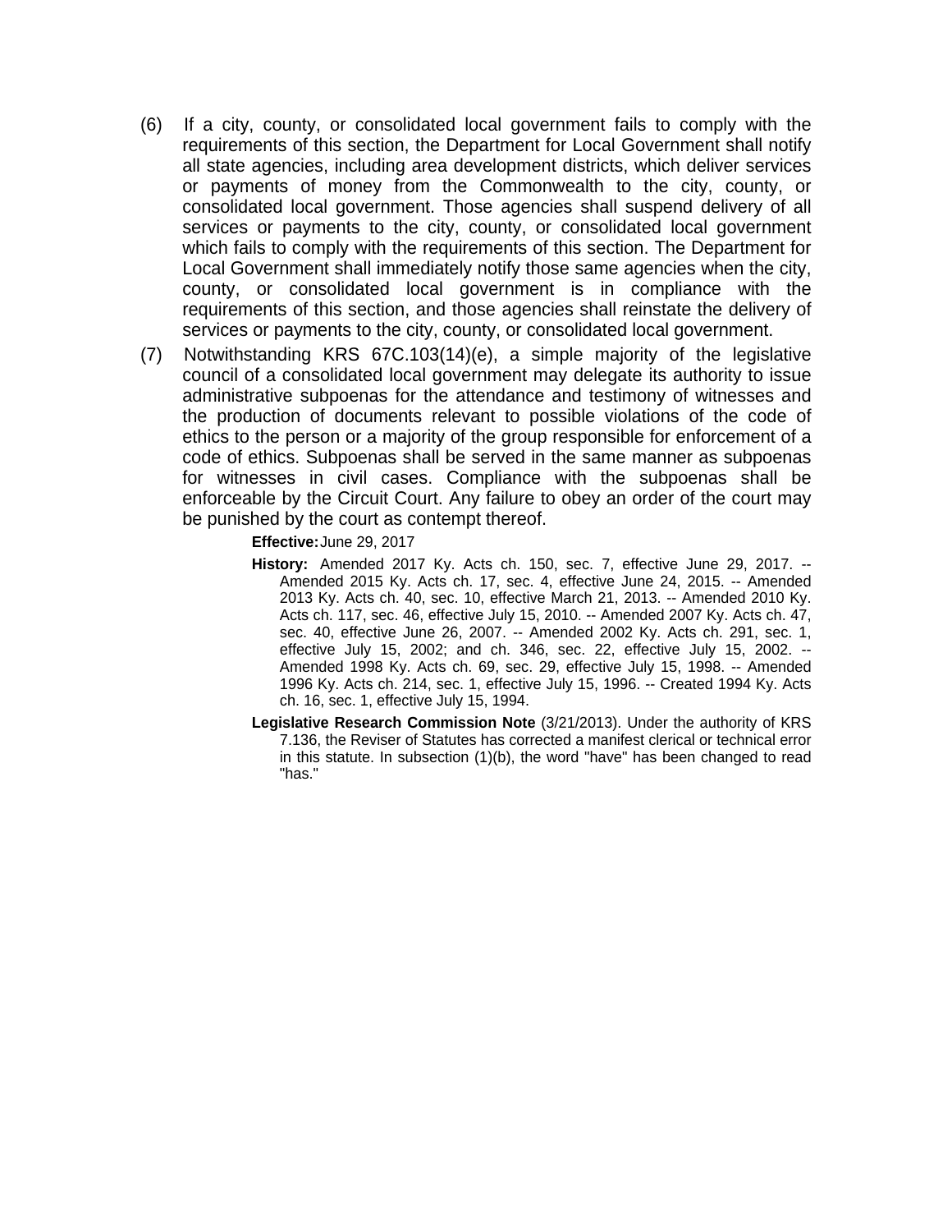(6) If a city, county, or consolidated local government fails to comply with the requirements of this section, the Department for Local Government shall notify all state agencies, including area development districts, which deliver services or payments of money from the Commonwealth to the city, county, or consolidated local government. Those agencies shall suspend delivery of all services or payments to the city, county, or consolidated local government which fails to comply with the requirements of this section. The Department for Local Government shall immediately notify those same agencies when the city, county, or consolidated local government is in compliance with the requirements of this section, and those agencies shall reinstate the delivery of services or payments to the city, county, or consolidated local government.

(7) Notwithstanding KRS 67C.103(14)(e), a simple majority of the legislative council of a consolidated local government may delegate its authority to issue administrative subpoenas for the attendance and testimony of witnesses and the production of documents relevant to possible violations of the code of ethics to the person or a majority of the group responsible for enforcement of a code of ethics. Subpoenas shall be served in the same manner as subpoenas for witnesses in civil cases. Compliance with the subpoenas shall be enforceable by the Circuit Court. Any failure to obey an order of the court may be punished by the court as contempt thereof.

**Effective:** June 29, 2017

**History:** Amended 2017 Ky. Acts ch. 150, sec. 7, effective June 29, 2017. -- Amended 2015 Ky. Acts ch. 17, sec. 4, effective June 24, 2015. -- Amended 2013 Ky. Acts ch. 40, sec. 10, effective March 21, 2013. -- Amended 2010 Ky. Acts ch. 117, sec. 46, effective July 15, 2010. -- Amended 2007 Ky. Acts ch. 47, sec. 40, effective June 26, 2007. -- Amended 2002 Ky. Acts ch. 291, sec. 1, effective July 15, 2002; and ch. 346, sec. 22, effective July 15, 2002. -- Amended 1998 Ky. Acts ch. 69, sec. 29, effective July 15, 1998. -- Amended 1996 Ky. Acts ch. 214, sec. 1, effective July 15, 1996. -- Created 1994 Ky. Acts ch. 16, sec. 1, effective July 15, 1994.

**Legislative Research Commission Note** (3/21/2013). Under the authority of KRS 7.136, the Reviser of Statutes has corrected a manifest clerical or technical error in this statute. In subsection (1)(b), the word "have" has been changed to read "has."